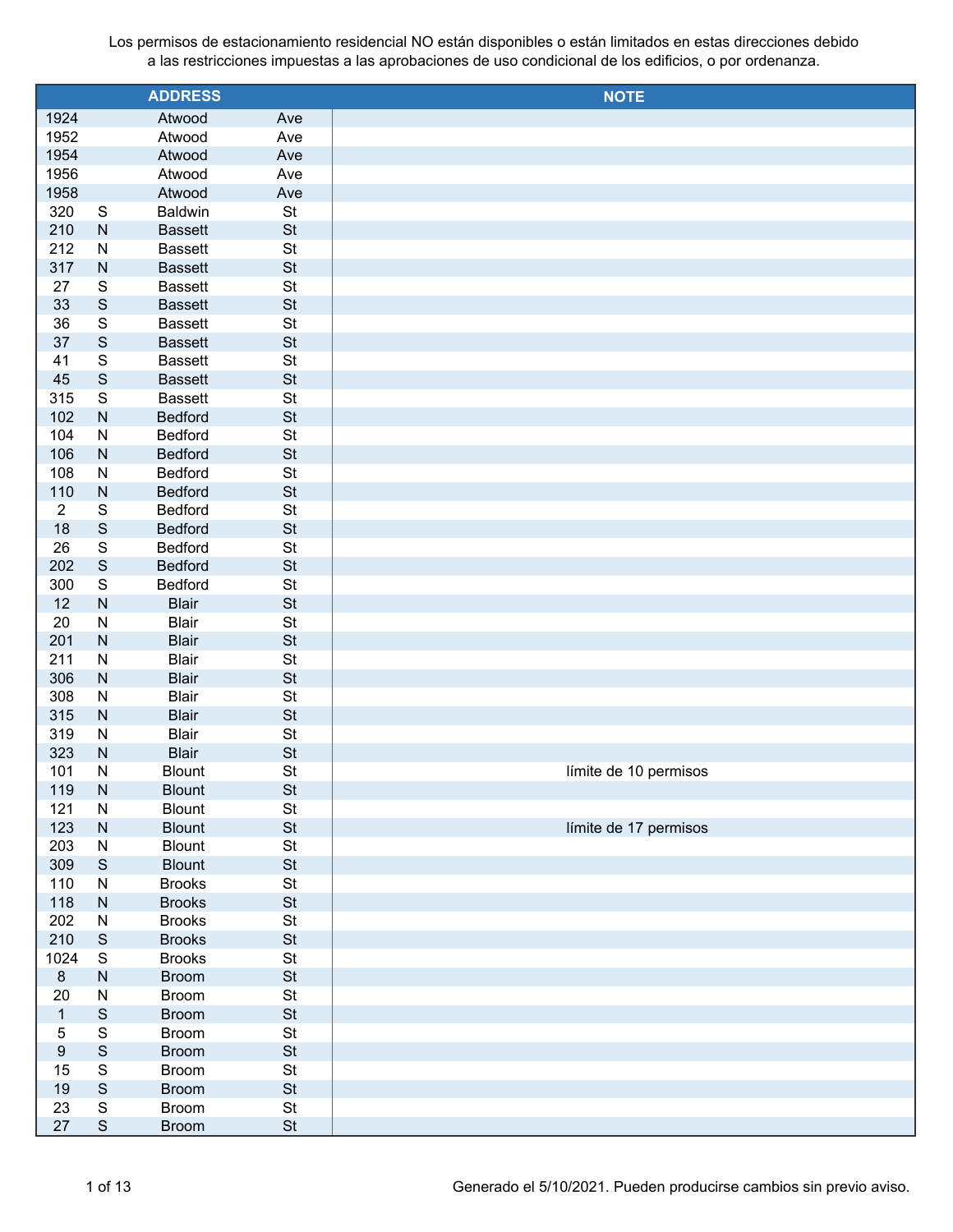Los permisos de estacionamiento residencial NO están disponibles o están limitados en estas direcciones debido a las restricciones impuestas a las aprobaciones de uso condicional de los edificios, o por ordenanza.

| ADDRESS | | | | NOTE |
|---|---|---|---|---|
| 1924 | | Atwood | Ave | |
| 1952 | | Atwood | Ave | |
| 1954 | | Atwood | Ave | |
| 1956 | | Atwood | Ave | |
| 1958 | | Atwood | Ave | |
| 320 | S | Baldwin | St | |
| 210 | N | Bassett | St | |
| 212 | N | Bassett | St | |
| 317 | N | Bassett | St | |
| 27 | S | Bassett | St | |
| 33 | S | Bassett | St | |
| 36 | S | Bassett | St | |
| 37 | S | Bassett | St | |
| 41 | S | Bassett | St | |
| 45 | S | Bassett | St | |
| 315 | S | Bassett | St | |
| 102 | N | Bedford | St | |
| 104 | N | Bedford | St | |
| 106 | N | Bedford | St | |
| 108 | N | Bedford | St | |
| 110 | N | Bedford | St | |
| 2 | S | Bedford | St | |
| 18 | S | Bedford | St | |
| 26 | S | Bedford | St | |
| 202 | S | Bedford | St | |
| 300 | S | Bedford | St | |
| 12 | N | Blair | St | |
| 20 | N | Blair | St | |
| 201 | N | Blair | St | |
| 211 | N | Blair | St | |
| 306 | N | Blair | St | |
| 308 | N | Blair | St | |
| 315 | N | Blair | St | |
| 319 | N | Blair | St | |
| 323 | N | Blair | St | |
| 101 | N | Blount | St | límite de 10 permisos |
| 119 | N | Blount | St | |
| 121 | N | Blount | St | |
| 123 | N | Blount | St | límite de 17 permisos |
| 203 | N | Blount | St | |
| 309 | S | Blount | St | |
| 110 | N | Brooks | St | |
| 118 | N | Brooks | St | |
| 202 | N | Brooks | St | |
| 210 | S | Brooks | St | |
| 1024 | S | Brooks | St | |
| 8 | N | Broom | St | |
| 20 | N | Broom | St | |
| 1 | S | Broom | St | |
| 5 | S | Broom | St | |
| 9 | S | Broom | St | |
| 15 | S | Broom | St | |
| 19 | S | Broom | St | |
| 23 | S | Broom | St | |
| 27 | S | Broom | St | |

Generado el 5/10/2021. Pueden producirse cambios sin previo aviso.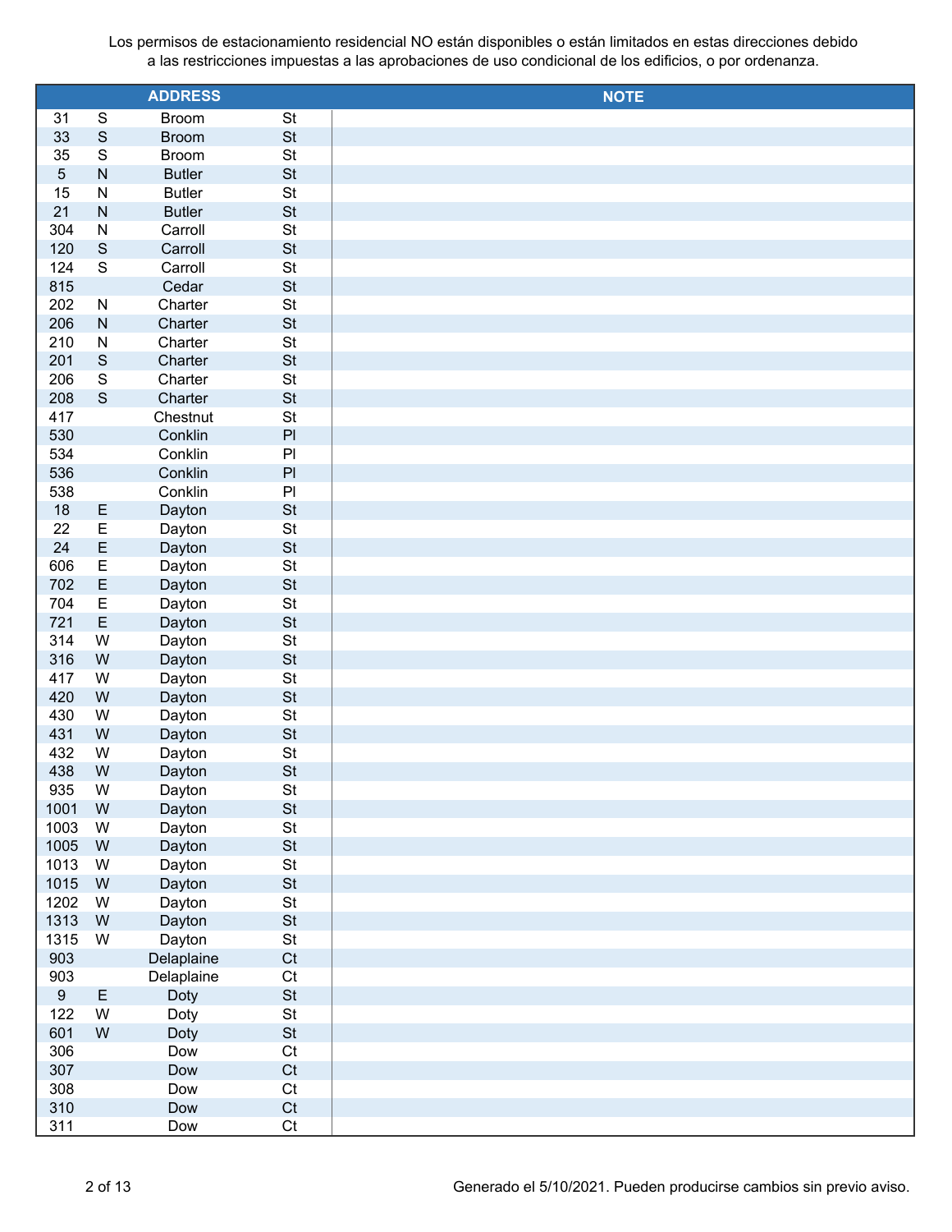Los permisos de estacionamiento residencial NO están disponibles o están limitados en estas direcciones debido a las restricciones impuestas a las aprobaciones de uso condicional de los edificios, o por ordenanza.

| ADDRESS | | | | NOTE |
|---|---|---|---|---|
| 31 | S | Broom | St | |
| 33 | S | Broom | St | |
| 35 | S | Broom | St | |
| 5 | N | Butler | St | |
| 15 | N | Butler | St | |
| 21 | N | Butler | St | |
| 304 | N | Carroll | St | |
| 120 | S | Carroll | St | |
| 124 | S | Carroll | St | |
| 815 | | Cedar | St | |
| 202 | N | Charter | St | |
| 206 | N | Charter | St | |
| 210 | N | Charter | St | |
| 201 | S | Charter | St | |
| 206 | S | Charter | St | |
| 208 | S | Charter | St | |
| 417 | | Chestnut | St | |
| 530 | | Conklin | Pl | |
| 534 | | Conklin | Pl | |
| 536 | | Conklin | Pl | |
| 538 | | Conklin | Pl | |
| 18 | E | Dayton | St | |
| 22 | E | Dayton | St | |
| 24 | E | Dayton | St | |
| 606 | E | Dayton | St | |
| 702 | E | Dayton | St | |
| 704 | E | Dayton | St | |
| 721 | E | Dayton | St | |
| 314 | W | Dayton | St | |
| 316 | W | Dayton | St | |
| 417 | W | Dayton | St | |
| 420 | W | Dayton | St | |
| 430 | W | Dayton | St | |
| 431 | W | Dayton | St | |
| 432 | W | Dayton | St | |
| 438 | W | Dayton | St | |
| 935 | W | Dayton | St | |
| 1001 | W | Dayton | St | |
| 1003 | W | Dayton | St | |
| 1005 | W | Dayton | St | |
| 1013 | W | Dayton | St | |
| 1015 | W | Dayton | St | |
| 1202 | W | Dayton | St | |
| 1313 | W | Dayton | St | |
| 1315 | W | Dayton | St | |
| 903 | | Delaplaine | Ct | |
| 903 | | Delaplaine | Ct | |
| 9 | E | Doty | St | |
| 122 | W | Doty | St | |
| 601 | W | Doty | St | |
| 306 | | Dow | Ct | |
| 307 | | Dow | Ct | |
| 308 | | Dow | Ct | |
| 310 | | Dow | Ct | |
| 311 | | Dow | Ct | |

Generado el 5/10/2021. Pueden producirse cambios sin previo aviso.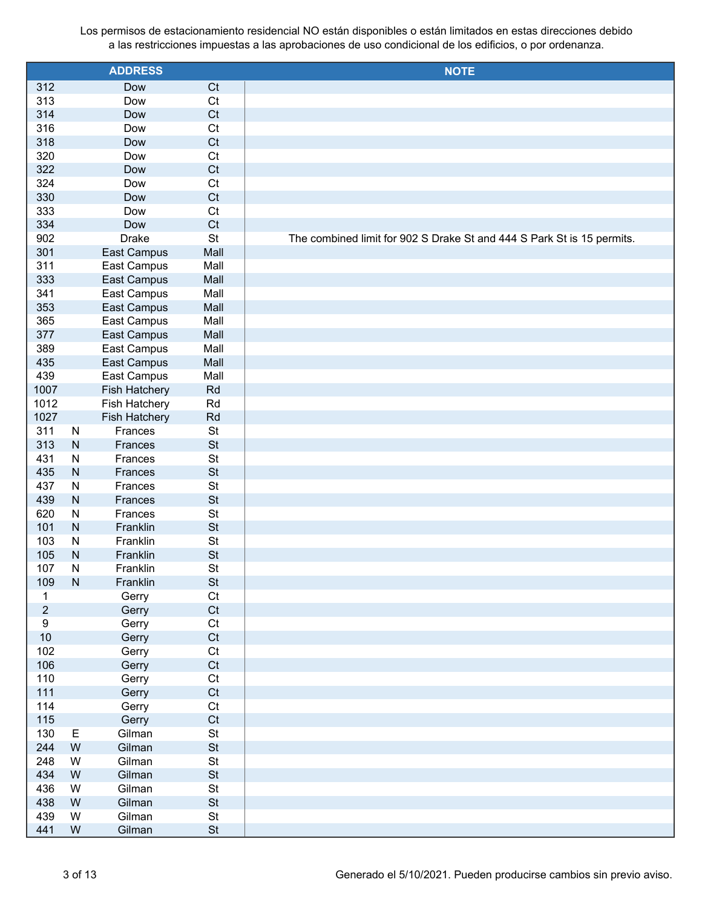Los permisos de estacionamiento residencial NO están disponibles o están limitados en estas direcciones debido a las restricciones impuestas a las aprobaciones de uso condicional de los edificios, o por ordenanza.

| ADDRESS | | | | NOTE |
|---|---|---|---|---|
| 312 | | Dow | Ct | |
| 313 | | Dow | Ct | |
| 314 | | Dow | Ct | |
| 316 | | Dow | Ct | |
| 318 | | Dow | Ct | |
| 320 | | Dow | Ct | |
| 322 | | Dow | Ct | |
| 324 | | Dow | Ct | |
| 330 | | Dow | Ct | |
| 333 | | Dow | Ct | |
| 334 | | Dow | Ct | |
| 902 | | Drake | St | The combined limit for 902 S Drake St and 444 S Park St is 15 permits. |
| 301 | | East Campus | Mall | |
| 311 | | East Campus | Mall | |
| 333 | | East Campus | Mall | |
| 341 | | East Campus | Mall | |
| 353 | | East Campus | Mall | |
| 365 | | East Campus | Mall | |
| 377 | | East Campus | Mall | |
| 389 | | East Campus | Mall | |
| 435 | | East Campus | Mall | |
| 439 | | East Campus | Mall | |
| 1007 | | Fish Hatchery | Rd | |
| 1012 | | Fish Hatchery | Rd | |
| 1027 | | Fish Hatchery | Rd | |
| 311 | N | Frances | St | |
| 313 | N | Frances | St | |
| 431 | N | Frances | St | |
| 435 | N | Frances | St | |
| 437 | N | Frances | St | |
| 439 | N | Frances | St | |
| 620 | N | Frances | St | |
| 101 | N | Franklin | St | |
| 103 | N | Franklin | St | |
| 105 | N | Franklin | St | |
| 107 | N | Franklin | St | |
| 109 | N | Franklin | St | |
| 1 | | Gerry | Ct | |
| 2 | | Gerry | Ct | |
| 9 | | Gerry | Ct | |
| 10 | | Gerry | Ct | |
| 102 | | Gerry | Ct | |
| 106 | | Gerry | Ct | |
| 110 | | Gerry | Ct | |
| 111 | | Gerry | Ct | |
| 114 | | Gerry | Ct | |
| 115 | | Gerry | Ct | |
| 130 | E | Gilman | St | |
| 244 | W | Gilman | St | |
| 248 | W | Gilman | St | |
| 434 | W | Gilman | St | |
| 436 | W | Gilman | St | |
| 438 | W | Gilman | St | |
| 439 | W | Gilman | St | |
| 441 | W | Gilman | St | |

Generado el 5/10/2021. Pueden producirse cambios sin previo aviso.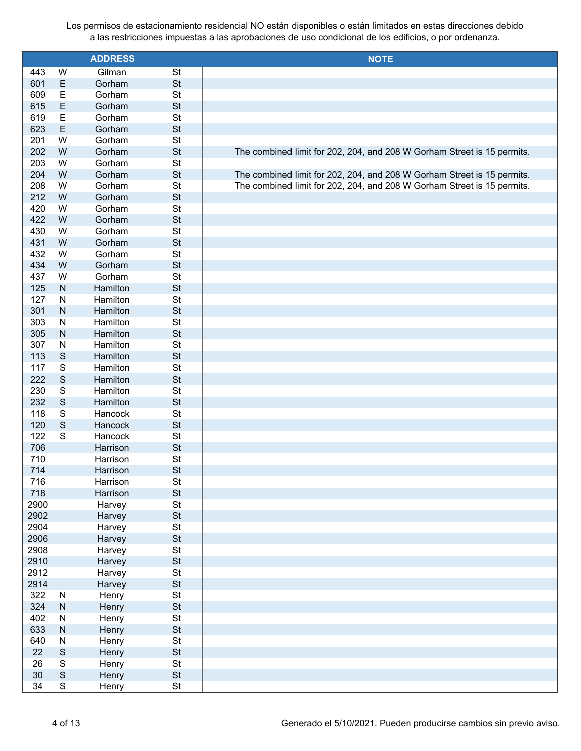Los permisos de estacionamiento residencial NO están disponibles o están limitados en estas direcciones debido a las restricciones impuestas a las aprobaciones de uso condicional de los edificios, o por ordenanza.

| ADDRESS | | | | NOTE |
|---|---|---|---|---|
| 443 | W | Gilman | St | |
| 601 | E | Gorham | St | |
| 609 | E | Gorham | St | |
| 615 | E | Gorham | St | |
| 619 | E | Gorham | St | |
| 623 | E | Gorham | St | |
| 201 | W | Gorham | St | |
| 202 | W | Gorham | St | The combined limit for 202, 204, and 208 W Gorham Street is 15 permits. |
| 203 | W | Gorham | St | |
| 204 | W | Gorham | St | The combined limit for 202, 204, and 208 W Gorham Street is 15 permits. |
| 208 | W | Gorham | St | The combined limit for 202, 204, and 208 W Gorham Street is 15 permits. |
| 212 | W | Gorham | St | |
| 420 | W | Gorham | St | |
| 422 | W | Gorham | St | |
| 430 | W | Gorham | St | |
| 431 | W | Gorham | St | |
| 432 | W | Gorham | St | |
| 434 | W | Gorham | St | |
| 437 | W | Gorham | St | |
| 125 | N | Hamilton | St | |
| 127 | N | Hamilton | St | |
| 301 | N | Hamilton | St | |
| 303 | N | Hamilton | St | |
| 305 | N | Hamilton | St | |
| 307 | N | Hamilton | St | |
| 113 | S | Hamilton | St | |
| 117 | S | Hamilton | St | |
| 222 | S | Hamilton | St | |
| 230 | S | Hamilton | St | |
| 232 | S | Hamilton | St | |
| 118 | S | Hancock | St | |
| 120 | S | Hancock | St | |
| 122 | S | Hancock | St | |
| 706 | | Harrison | St | |
| 710 | | Harrison | St | |
| 714 | | Harrison | St | |
| 716 | | Harrison | St | |
| 718 | | Harrison | St | |
| 2900 | | Harvey | St | |
| 2902 | | Harvey | St | |
| 2904 | | Harvey | St | |
| 2906 | | Harvey | St | |
| 2908 | | Harvey | St | |
| 2910 | | Harvey | St | |
| 2912 | | Harvey | St | |
| 2914 | | Harvey | St | |
| 322 | N | Henry | St | |
| 324 | N | Henry | St | |
| 402 | N | Henry | St | |
| 633 | N | Henry | St | |
| 640 | N | Henry | St | |
| 22 | S | Henry | St | |
| 26 | S | Henry | St | |
| 30 | S | Henry | St | |
| 34 | S | Henry | St | |

Generado el 5/10/2021. Pueden producirse cambios sin previo aviso.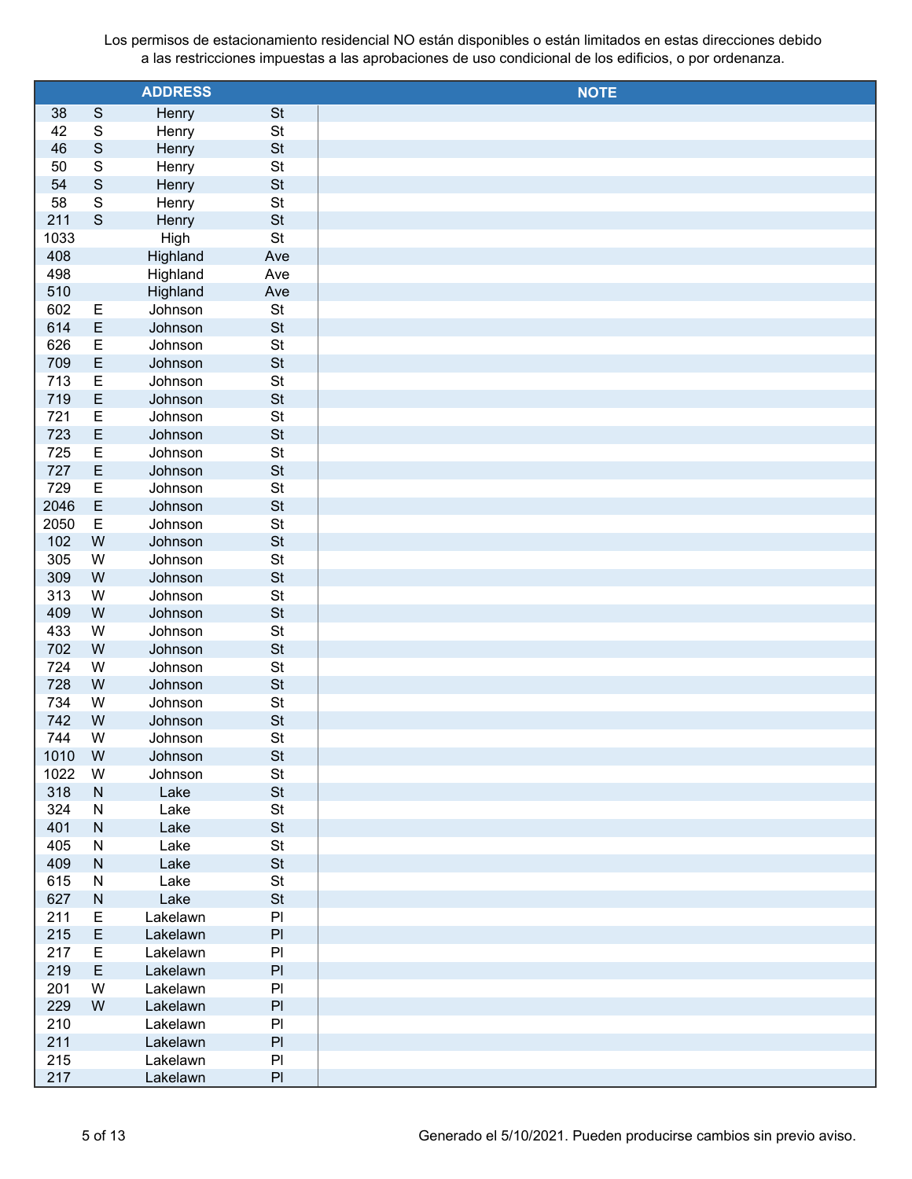Los permisos de estacionamiento residencial NO están disponibles o están limitados en estas direcciones debido a las restricciones impuestas a las aprobaciones de uso condicional de los edificios, o por ordenanza.

| ADDRESS | | | | NOTE |
|---|---|---|---|---|
| 38 | S | Henry | St | |
| 42 | S | Henry | St | |
| 46 | S | Henry | St | |
| 50 | S | Henry | St | |
| 54 | S | Henry | St | |
| 58 | S | Henry | St | |
| 211 | S | Henry | St | |
| 1033 | | High | St | |
| 408 | | Highland | Ave | |
| 498 | | Highland | Ave | |
| 510 | | Highland | Ave | |
| 602 | E | Johnson | St | |
| 614 | E | Johnson | St | |
| 626 | E | Johnson | St | |
| 709 | E | Johnson | St | |
| 713 | E | Johnson | St | |
| 719 | E | Johnson | St | |
| 721 | E | Johnson | St | |
| 723 | E | Johnson | St | |
| 725 | E | Johnson | St | |
| 727 | E | Johnson | St | |
| 729 | E | Johnson | St | |
| 2046 | E | Johnson | St | |
| 2050 | E | Johnson | St | |
| 102 | W | Johnson | St | |
| 305 | W | Johnson | St | |
| 309 | W | Johnson | St | |
| 313 | W | Johnson | St | |
| 409 | W | Johnson | St | |
| 433 | W | Johnson | St | |
| 702 | W | Johnson | St | |
| 724 | W | Johnson | St | |
| 728 | W | Johnson | St | |
| 734 | W | Johnson | St | |
| 742 | W | Johnson | St | |
| 744 | W | Johnson | St | |
| 1010 | W | Johnson | St | |
| 1022 | W | Johnson | St | |
| 318 | N | Lake | St | |
| 324 | N | Lake | St | |
| 401 | N | Lake | St | |
| 405 | N | Lake | St | |
| 409 | N | Lake | St | |
| 615 | N | Lake | St | |
| 627 | N | Lake | St | |
| 211 | E | Lakelawn | Pl | |
| 215 | E | Lakelawn | Pl | |
| 217 | E | Lakelawn | Pl | |
| 219 | E | Lakelawn | Pl | |
| 201 | W | Lakelawn | Pl | |
| 229 | W | Lakelawn | Pl | |
| 210 | | Lakelawn | Pl | |
| 211 | | Lakelawn | Pl | |
| 215 | | Lakelawn | Pl | |
| 217 | | Lakelawn | Pl | |

Generado el 5/10/2021. Pueden producirse cambios sin previo aviso.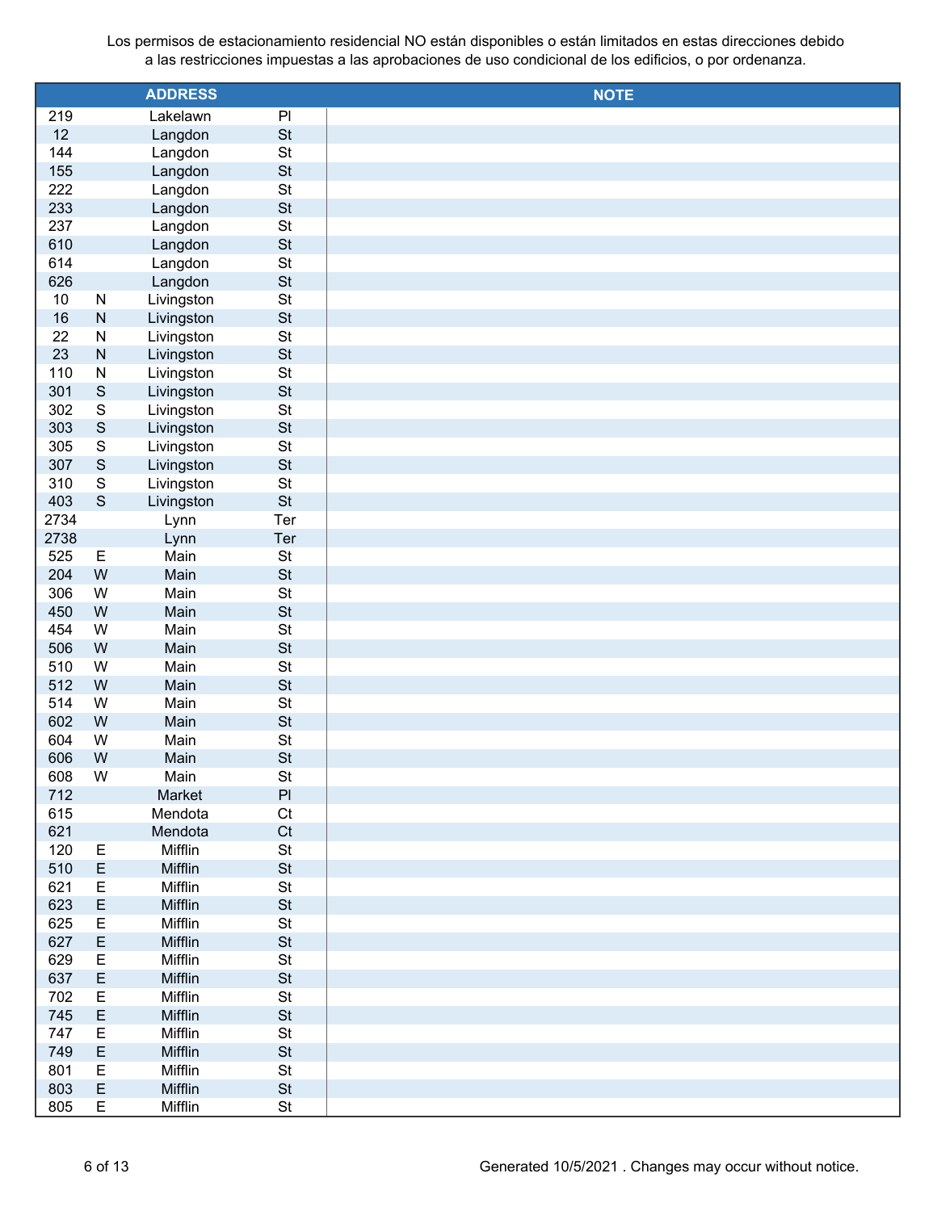Los permisos de estacionamiento residencial NO están disponibles o están limitados en estas direcciones debido a las restricciones impuestas a las aprobaciones de uso condicional de los edificios, o por ordenanza.

| ADDRESS | | | | NOTE |
|---|---|---|---|---|
| 219 | | Lakelawn | Pl | |
| 12 | | Langdon | St | |
| 144 | | Langdon | St | |
| 155 | | Langdon | St | |
| 222 | | Langdon | St | |
| 233 | | Langdon | St | |
| 237 | | Langdon | St | |
| 610 | | Langdon | St | |
| 614 | | Langdon | St | |
| 626 | | Langdon | St | |
| 10 | N | Livingston | St | |
| 16 | N | Livingston | St | |
| 22 | N | Livingston | St | |
| 23 | N | Livingston | St | |
| 110 | N | Livingston | St | |
| 301 | S | Livingston | St | |
| 302 | S | Livingston | St | |
| 303 | S | Livingston | St | |
| 305 | S | Livingston | St | |
| 307 | S | Livingston | St | |
| 310 | S | Livingston | St | |
| 403 | S | Livingston | St | |
| 2734 | | Lynn | Ter | |
| 2738 | | Lynn | Ter | |
| 525 | E | Main | St | |
| 204 | W | Main | St | |
| 306 | W | Main | St | |
| 450 | W | Main | St | |
| 454 | W | Main | St | |
| 506 | W | Main | St | |
| 510 | W | Main | St | |
| 512 | W | Main | St | |
| 514 | W | Main | St | |
| 602 | W | Main | St | |
| 604 | W | Main | St | |
| 606 | W | Main | St | |
| 608 | W | Main | St | |
| 712 | | Market | Pl | |
| 615 | | Mendota | Ct | |
| 621 | | Mendota | Ct | |
| 120 | E | Mifflin | St | |
| 510 | E | Mifflin | St | |
| 621 | E | Mifflin | St | |
| 623 | E | Mifflin | St | |
| 625 | E | Mifflin | St | |
| 627 | E | Mifflin | St | |
| 629 | E | Mifflin | St | |
| 637 | E | Mifflin | St | |
| 702 | E | Mifflin | St | |
| 745 | E | Mifflin | St | |
| 747 | E | Mifflin | St | |
| 749 | E | Mifflin | St | |
| 801 | E | Mifflin | St | |
| 803 | E | Mifflin | St | |
| 805 | E | Mifflin | St | |

Generated 10/5/2021 . Changes may occur without notice.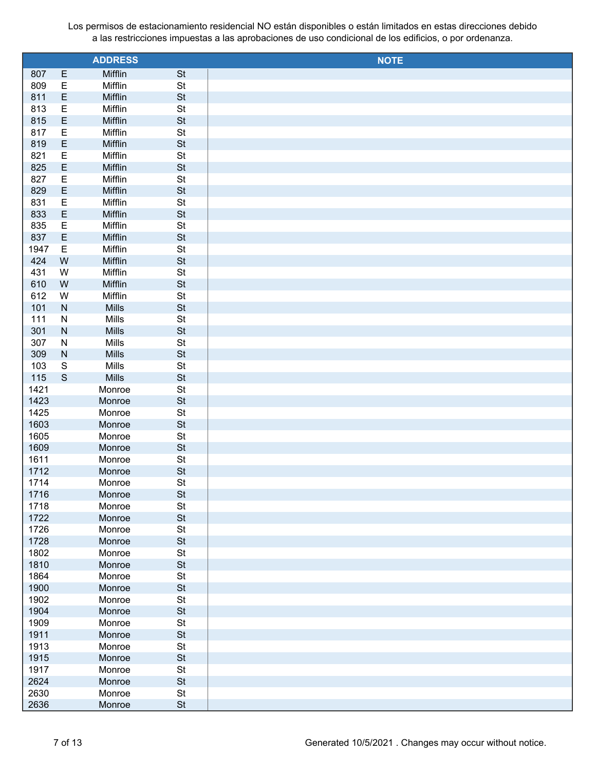Los permisos de estacionamiento residencial NO están disponibles o están limitados en estas direcciones debido a las restricciones impuestas a las aprobaciones de uso condicional de los edificios, o por ordenanza.

| ADDRESS | | | | NOTE |
|---|---|---|---|---|
| 807 | E | Mifflin | St | |
| 809 | E | Mifflin | St | |
| 811 | E | Mifflin | St | |
| 813 | E | Mifflin | St | |
| 815 | E | Mifflin | St | |
| 817 | E | Mifflin | St | |
| 819 | E | Mifflin | St | |
| 821 | E | Mifflin | St | |
| 825 | E | Mifflin | St | |
| 827 | E | Mifflin | St | |
| 829 | E | Mifflin | St | |
| 831 | E | Mifflin | St | |
| 833 | E | Mifflin | St | |
| 835 | E | Mifflin | St | |
| 837 | E | Mifflin | St | |
| 1947 | E | Mifflin | St | |
| 424 | W | Mifflin | St | |
| 431 | W | Mifflin | St | |
| 610 | W | Mifflin | St | |
| 612 | W | Mifflin | St | |
| 101 | N | Mills | St | |
| 111 | N | Mills | St | |
| 301 | N | Mills | St | |
| 307 | N | Mills | St | |
| 309 | N | Mills | St | |
| 103 | S | Mills | St | |
| 115 | S | Mills | St | |
| 1421 | | Monroe | St | |
| 1423 | | Monroe | St | |
| 1425 | | Monroe | St | |
| 1603 | | Monroe | St | |
| 1605 | | Monroe | St | |
| 1609 | | Monroe | St | |
| 1611 | | Monroe | St | |
| 1712 | | Monroe | St | |
| 1714 | | Monroe | St | |
| 1716 | | Monroe | St | |
| 1718 | | Monroe | St | |
| 1722 | | Monroe | St | |
| 1726 | | Monroe | St | |
| 1728 | | Monroe | St | |
| 1802 | | Monroe | St | |
| 1810 | | Monroe | St | |
| 1864 | | Monroe | St | |
| 1900 | | Monroe | St | |
| 1902 | | Monroe | St | |
| 1904 | | Monroe | St | |
| 1909 | | Monroe | St | |
| 1911 | | Monroe | St | |
| 1913 | | Monroe | St | |
| 1915 | | Monroe | St | |
| 1917 | | Monroe | St | |
| 2624 | | Monroe | St | |
| 2630 | | Monroe | St | |
| 2636 | | Monroe | St | |

Generated 10/5/2021 . Changes may occur without notice.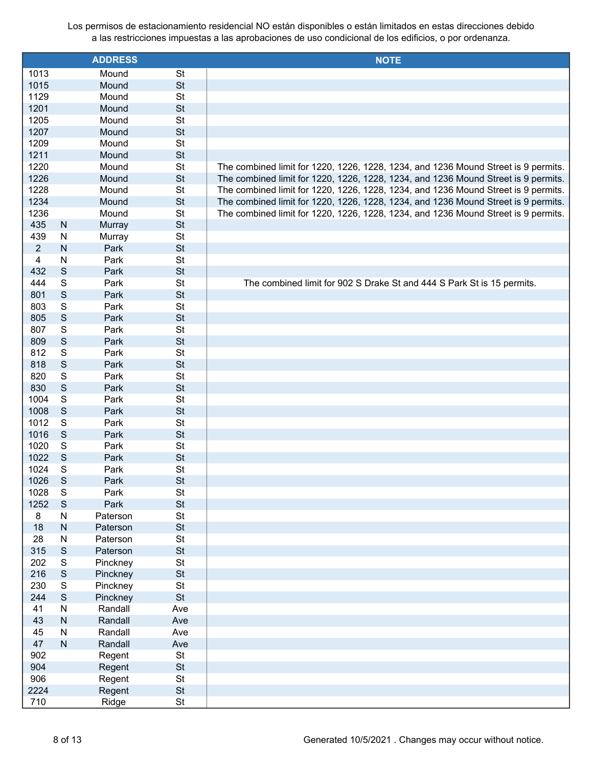Los permisos de estacionamiento residencial NO están disponibles o están limitados en estas direcciones debido a las restricciones impuestas a las aprobaciones de uso condicional de los edificios, o por ordenanza.

| ADDRESS | | | | NOTE |
|---|---|---|---|---|
| 1013 | | Mound | St | |
| 1015 | | Mound | St | |
| 1129 | | Mound | St | |
| 1201 | | Mound | St | |
| 1205 | | Mound | St | |
| 1207 | | Mound | St | |
| 1209 | | Mound | St | |
| 1211 | | Mound | St | |
| 1220 | | Mound | St | The combined limit for 1220, 1226, 1228, 1234, and 1236 Mound Street is 9 permits. |
| 1226 | | Mound | St | The combined limit for 1220, 1226, 1228, 1234, and 1236 Mound Street is 9 permits. |
| 1228 | | Mound | St | The combined limit for 1220, 1226, 1228, 1234, and 1236 Mound Street is 9 permits. |
| 1234 | | Mound | St | The combined limit for 1220, 1226, 1228, 1234, and 1236 Mound Street is 9 permits. |
| 1236 | | Mound | St | The combined limit for 1220, 1226, 1228, 1234, and 1236 Mound Street is 9 permits. |
| 435 | N | Murray | St | |
| 439 | N | Murray | St | |
| 2 | N | Park | St | |
| 4 | N | Park | St | |
| 432 | S | Park | St | |
| 444 | S | Park | St | The combined limit for 902 S Drake St and 444 S Park St is 15 permits. |
| 801 | S | Park | St | |
| 803 | S | Park | St | |
| 805 | S | Park | St | |
| 807 | S | Park | St | |
| 809 | S | Park | St | |
| 812 | S | Park | St | |
| 818 | S | Park | St | |
| 820 | S | Park | St | |
| 830 | S | Park | St | |
| 1004 | S | Park | St | |
| 1008 | S | Park | St | |
| 1012 | S | Park | St | |
| 1016 | S | Park | St | |
| 1020 | S | Park | St | |
| 1022 | S | Park | St | |
| 1024 | S | Park | St | |
| 1026 | S | Park | St | |
| 1028 | S | Park | St | |
| 1252 | S | Park | St | |
| 8 | N | Paterson | St | |
| 18 | N | Paterson | St | |
| 28 | N | Paterson | St | |
| 315 | S | Paterson | St | |
| 202 | S | Pinckney | St | |
| 216 | S | Pinckney | St | |
| 230 | S | Pinckney | St | |
| 244 | S | Pinckney | St | |
| 41 | N | Randall | Ave | |
| 43 | N | Randall | Ave | |
| 45 | N | Randall | Ave | |
| 47 | N | Randall | Ave | |
| 902 | | Regent | St | |
| 904 | | Regent | St | |
| 906 | | Regent | St | |
| 2224 | | Regent | St | |
| 710 | | Ridge | St | |

Generated 10/5/2021 . Changes may occur without notice.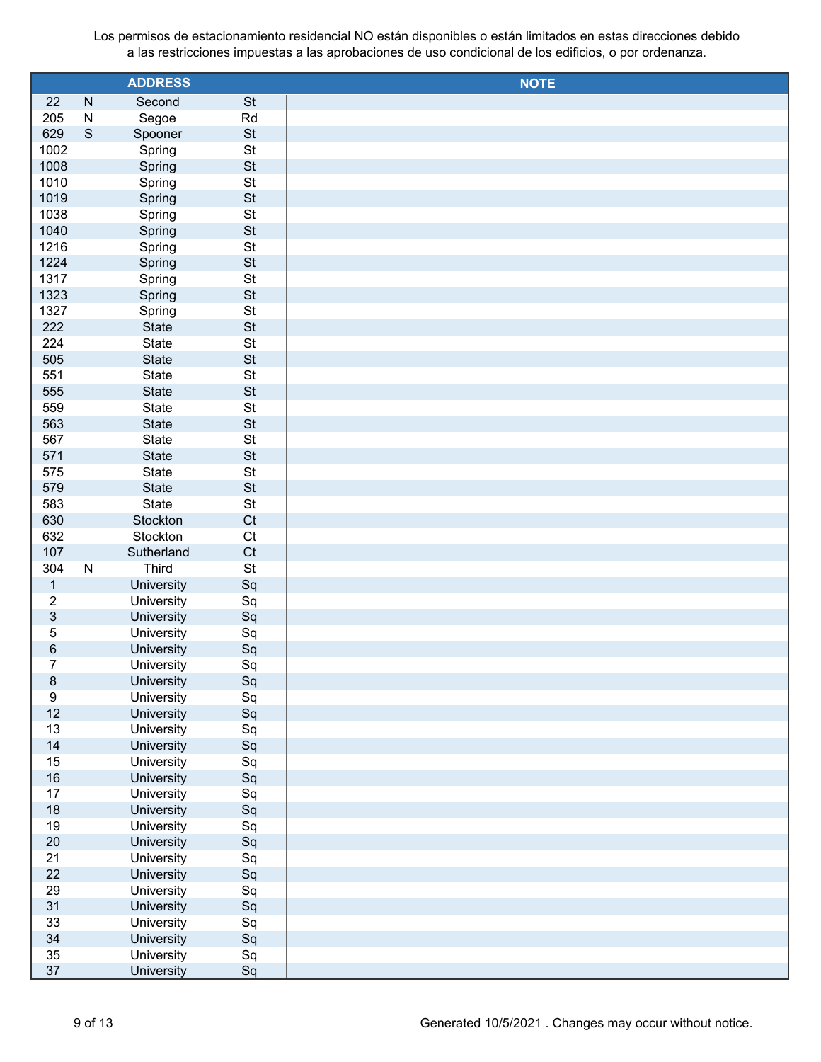Los permisos de estacionamiento residencial NO están disponibles o están limitados en estas direcciones debido a las restricciones impuestas a las aprobaciones de uso condicional de los edificios, o por ordenanza.

| ADDRESS | | | | NOTE |
|---|---|---|---|---|
| 22 | N | Second | St | |
| 205 | N | Segoe | Rd | |
| 629 | S | Spooner | St | |
| 1002 | | Spring | St | |
| 1008 | | Spring | St | |
| 1010 | | Spring | St | |
| 1019 | | Spring | St | |
| 1038 | | Spring | St | |
| 1040 | | Spring | St | |
| 1216 | | Spring | St | |
| 1224 | | Spring | St | |
| 1317 | | Spring | St | |
| 1323 | | Spring | St | |
| 1327 | | Spring | St | |
| 222 | | State | St | |
| 224 | | State | St | |
| 505 | | State | St | |
| 551 | | State | St | |
| 555 | | State | St | |
| 559 | | State | St | |
| 563 | | State | St | |
| 567 | | State | St | |
| 571 | | State | St | |
| 575 | | State | St | |
| 579 | | State | St | |
| 583 | | State | St | |
| 630 | | Stockton | Ct | |
| 632 | | Stockton | Ct | |
| 107 | | Sutherland | Ct | |
| 304 | N | Third | St | |
| 1 | | University | Sq | |
| 2 | | University | Sq | |
| 3 | | University | Sq | |
| 5 | | University | Sq | |
| 6 | | University | Sq | |
| 7 | | University | Sq | |
| 8 | | University | Sq | |
| 9 | | University | Sq | |
| 12 | | University | Sq | |
| 13 | | University | Sq | |
| 14 | | University | Sq | |
| 15 | | University | Sq | |
| 16 | | University | Sq | |
| 17 | | University | Sq | |
| 18 | | University | Sq | |
| 19 | | University | Sq | |
| 20 | | University | Sq | |
| 21 | | University | Sq | |
| 22 | | University | Sq | |
| 29 | | University | Sq | |
| 31 | | University | Sq | |
| 33 | | University | Sq | |
| 34 | | University | Sq | |
| 35 | | University | Sq | |
| 37 | | University | Sq | |

Generated 10/5/2021 . Changes may occur without notice.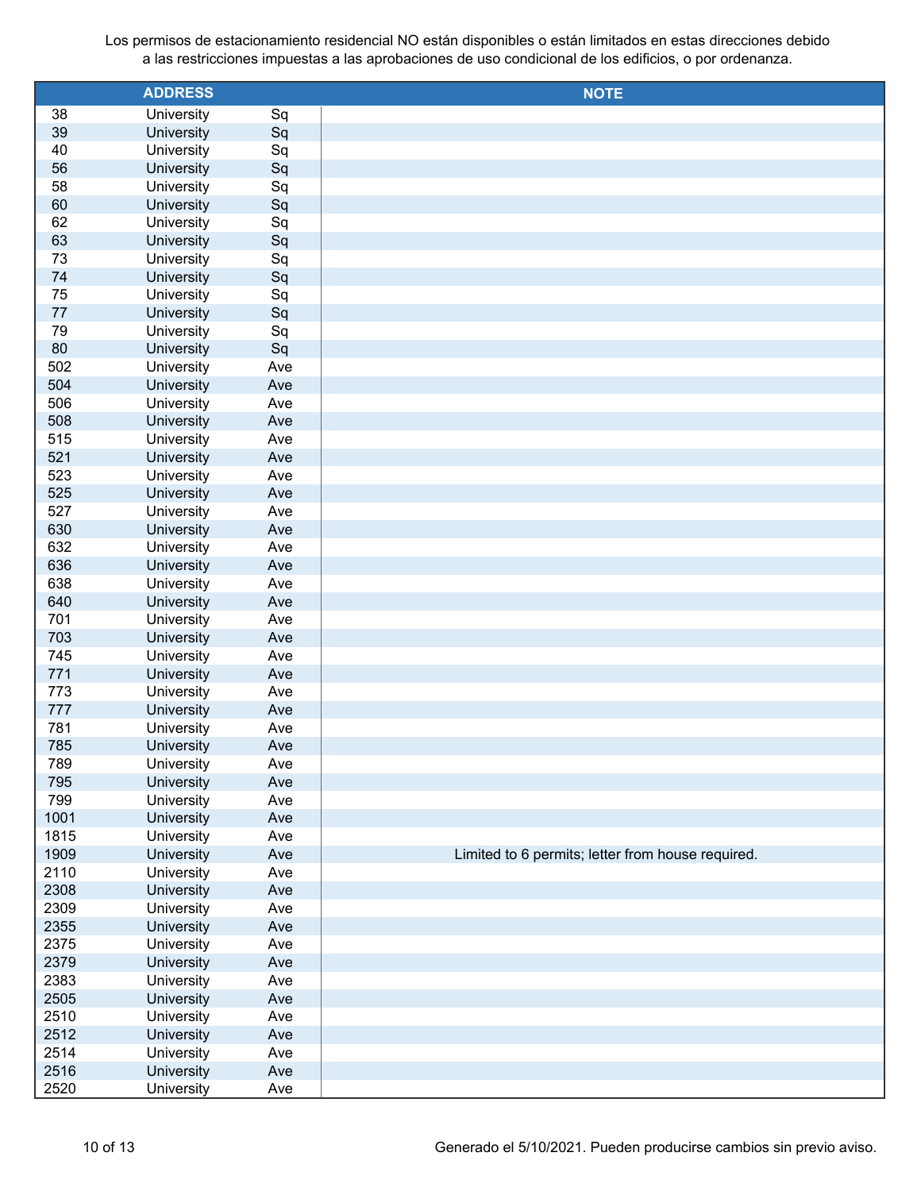Los permisos de estacionamiento residencial NO están disponibles o están limitados en estas direcciones debido a las restricciones impuestas a las aprobaciones de uso condicional de los edificios, o por ordenanza.

| ADDRESS | | | NOTE |
|---|---|---|---|
| 38 | University | Sq | |
| 39 | University | Sq | |
| 40 | University | Sq | |
| 56 | University | Sq | |
| 58 | University | Sq | |
| 60 | University | Sq | |
| 62 | University | Sq | |
| 63 | University | Sq | |
| 73 | University | Sq | |
| 74 | University | Sq | |
| 75 | University | Sq | |
| 77 | University | Sq | |
| 79 | University | Sq | |
| 80 | University | Sq | |
| 502 | University | Ave | |
| 504 | University | Ave | |
| 506 | University | Ave | |
| 508 | University | Ave | |
| 515 | University | Ave | |
| 521 | University | Ave | |
| 523 | University | Ave | |
| 525 | University | Ave | |
| 527 | University | Ave | |
| 630 | University | Ave | |
| 632 | University | Ave | |
| 636 | University | Ave | |
| 638 | University | Ave | |
| 640 | University | Ave | |
| 701 | University | Ave | |
| 703 | University | Ave | |
| 745 | University | Ave | |
| 771 | University | Ave | |
| 773 | University | Ave | |
| 777 | University | Ave | |
| 781 | University | Ave | |
| 785 | University | Ave | |
| 789 | University | Ave | |
| 795 | University | Ave | |
| 799 | University | Ave | |
| 1001 | University | Ave | |
| 1815 | University | Ave | |
| 1909 | University | Ave | Limited to 6 permits; letter from house required. |
| 2110 | University | Ave | |
| 2308 | University | Ave | |
| 2309 | University | Ave | |
| 2355 | University | Ave | |
| 2375 | University | Ave | |
| 2379 | University | Ave | |
| 2383 | University | Ave | |
| 2505 | University | Ave | |
| 2510 | University | Ave | |
| 2512 | University | Ave | |
| 2514 | University | Ave | |
| 2516 | University | Ave | |
| 2520 | University | Ave | |

Generado el 5/10/2021. Pueden producirse cambios sin previo aviso.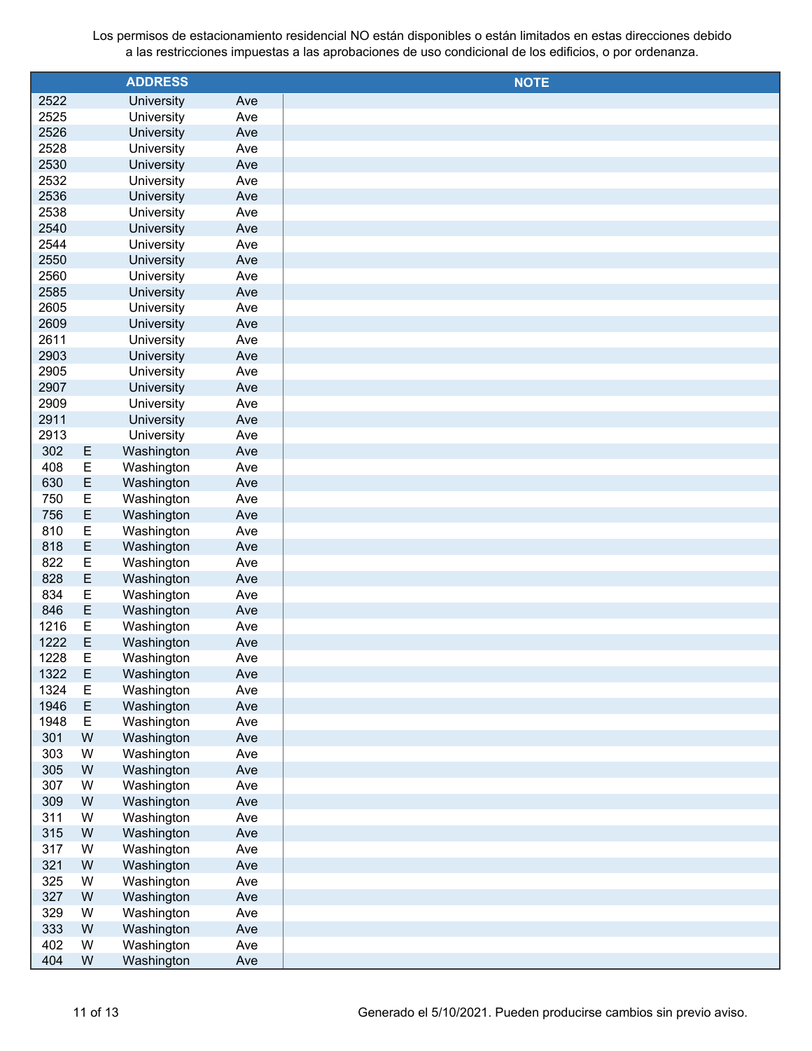Los permisos de estacionamiento residencial NO están disponibles o están limitados en estas direcciones debido a las restricciones impuestas a las aprobaciones de uso condicional de los edificios, o por ordenanza.

| ADDRESS | | | | NOTE |
|---|---|---|---|---|
| 2522 | | University | Ave | |
| 2525 | | University | Ave | |
| 2526 | | University | Ave | |
| 2528 | | University | Ave | |
| 2530 | | University | Ave | |
| 2532 | | University | Ave | |
| 2536 | | University | Ave | |
| 2538 | | University | Ave | |
| 2540 | | University | Ave | |
| 2544 | | University | Ave | |
| 2550 | | University | Ave | |
| 2560 | | University | Ave | |
| 2585 | | University | Ave | |
| 2605 | | University | Ave | |
| 2609 | | University | Ave | |
| 2611 | | University | Ave | |
| 2903 | | University | Ave | |
| 2905 | | University | Ave | |
| 2907 | | University | Ave | |
| 2909 | | University | Ave | |
| 2911 | | University | Ave | |
| 2913 | | University | Ave | |
| 302 | E | Washington | Ave | |
| 408 | E | Washington | Ave | |
| 630 | E | Washington | Ave | |
| 750 | E | Washington | Ave | |
| 756 | E | Washington | Ave | |
| 810 | E | Washington | Ave | |
| 818 | E | Washington | Ave | |
| 822 | E | Washington | Ave | |
| 828 | E | Washington | Ave | |
| 834 | E | Washington | Ave | |
| 846 | E | Washington | Ave | |
| 1216 | E | Washington | Ave | |
| 1222 | E | Washington | Ave | |
| 1228 | E | Washington | Ave | |
| 1322 | E | Washington | Ave | |
| 1324 | E | Washington | Ave | |
| 1946 | E | Washington | Ave | |
| 1948 | E | Washington | Ave | |
| 301 | W | Washington | Ave | |
| 303 | W | Washington | Ave | |
| 305 | W | Washington | Ave | |
| 307 | W | Washington | Ave | |
| 309 | W | Washington | Ave | |
| 311 | W | Washington | Ave | |
| 315 | W | Washington | Ave | |
| 317 | W | Washington | Ave | |
| 321 | W | Washington | Ave | |
| 325 | W | Washington | Ave | |
| 327 | W | Washington | Ave | |
| 329 | W | Washington | Ave | |
| 333 | W | Washington | Ave | |
| 402 | W | Washington | Ave | |
| 404 | W | Washington | Ave | |

Generado el 5/10/2021. Pueden producirse cambios sin previo aviso.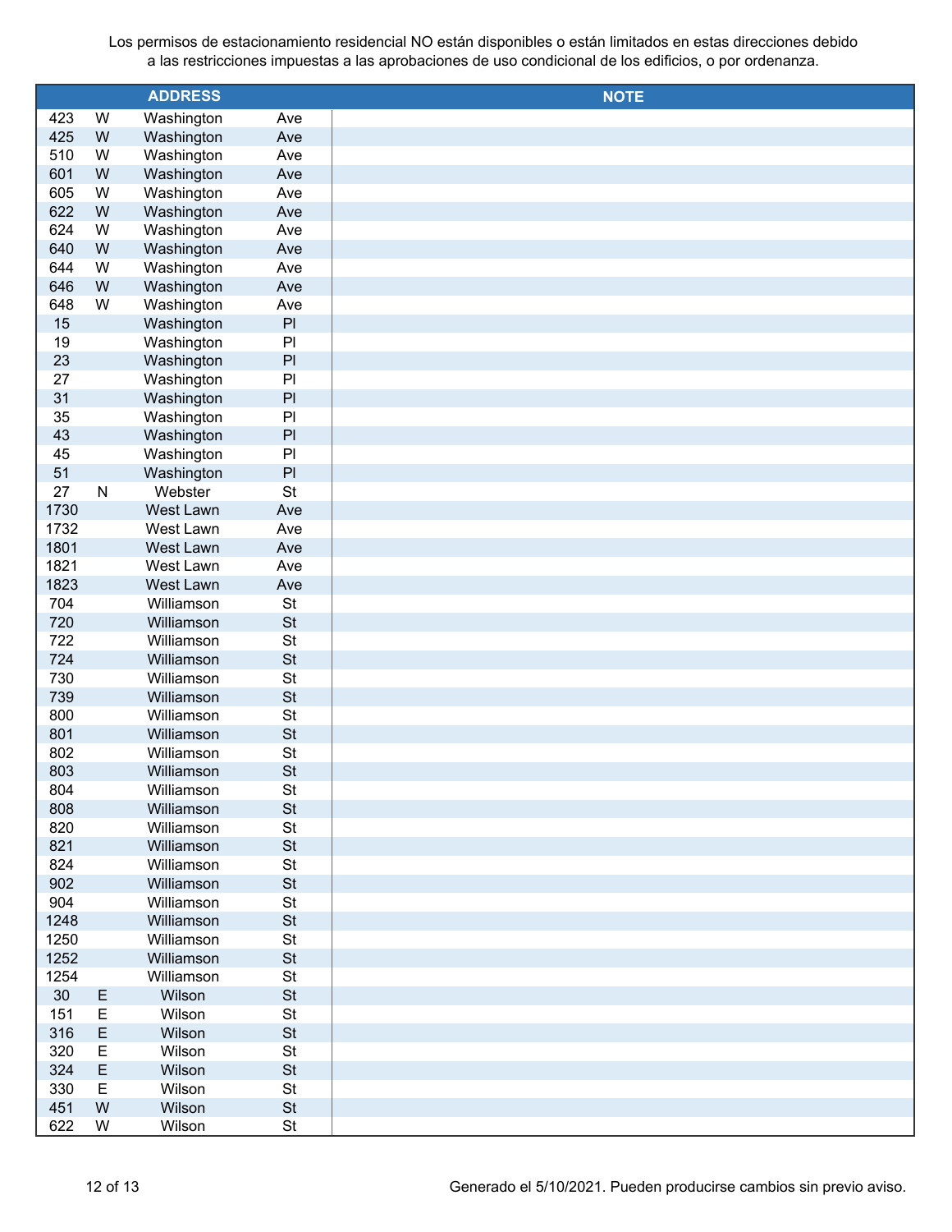Los permisos de estacionamiento residencial NO están disponibles o están limitados en estas direcciones debido a las restricciones impuestas a las aprobaciones de uso condicional de los edificios, o por ordenanza.

| ADDRESS | | | | NOTE |
|---|---|---|---|---|
| 423 | W | Washington | Ave | |
| 425 | W | Washington | Ave | |
| 510 | W | Washington | Ave | |
| 601 | W | Washington | Ave | |
| 605 | W | Washington | Ave | |
| 622 | W | Washington | Ave | |
| 624 | W | Washington | Ave | |
| 640 | W | Washington | Ave | |
| 644 | W | Washington | Ave | |
| 646 | W | Washington | Ave | |
| 648 | W | Washington | Ave | |
| 15 | | Washington | Pl | |
| 19 | | Washington | Pl | |
| 23 | | Washington | Pl | |
| 27 | | Washington | Pl | |
| 31 | | Washington | Pl | |
| 35 | | Washington | Pl | |
| 43 | | Washington | Pl | |
| 45 | | Washington | Pl | |
| 51 | | Washington | Pl | |
| 27 | N | Webster | St | |
| 1730 | | West Lawn | Ave | |
| 1732 | | West Lawn | Ave | |
| 1801 | | West Lawn | Ave | |
| 1821 | | West Lawn | Ave | |
| 1823 | | West Lawn | Ave | |
| 704 | | Williamson | St | |
| 720 | | Williamson | St | |
| 722 | | Williamson | St | |
| 724 | | Williamson | St | |
| 730 | | Williamson | St | |
| 739 | | Williamson | St | |
| 800 | | Williamson | St | |
| 801 | | Williamson | St | |
| 802 | | Williamson | St | |
| 803 | | Williamson | St | |
| 804 | | Williamson | St | |
| 808 | | Williamson | St | |
| 820 | | Williamson | St | |
| 821 | | Williamson | St | |
| 824 | | Williamson | St | |
| 902 | | Williamson | St | |
| 904 | | Williamson | St | |
| 1248 | | Williamson | St | |
| 1250 | | Williamson | St | |
| 1252 | | Williamson | St | |
| 1254 | | Williamson | St | |
| 30 | E | Wilson | St | |
| 151 | E | Wilson | St | |
| 316 | E | Wilson | St | |
| 320 | E | Wilson | St | |
| 324 | E | Wilson | St | |
| 330 | E | Wilson | St | |
| 451 | W | Wilson | St | |
| 622 | W | Wilson | St | |

Generado el 5/10/2021. Pueden producirse cambios sin previo aviso.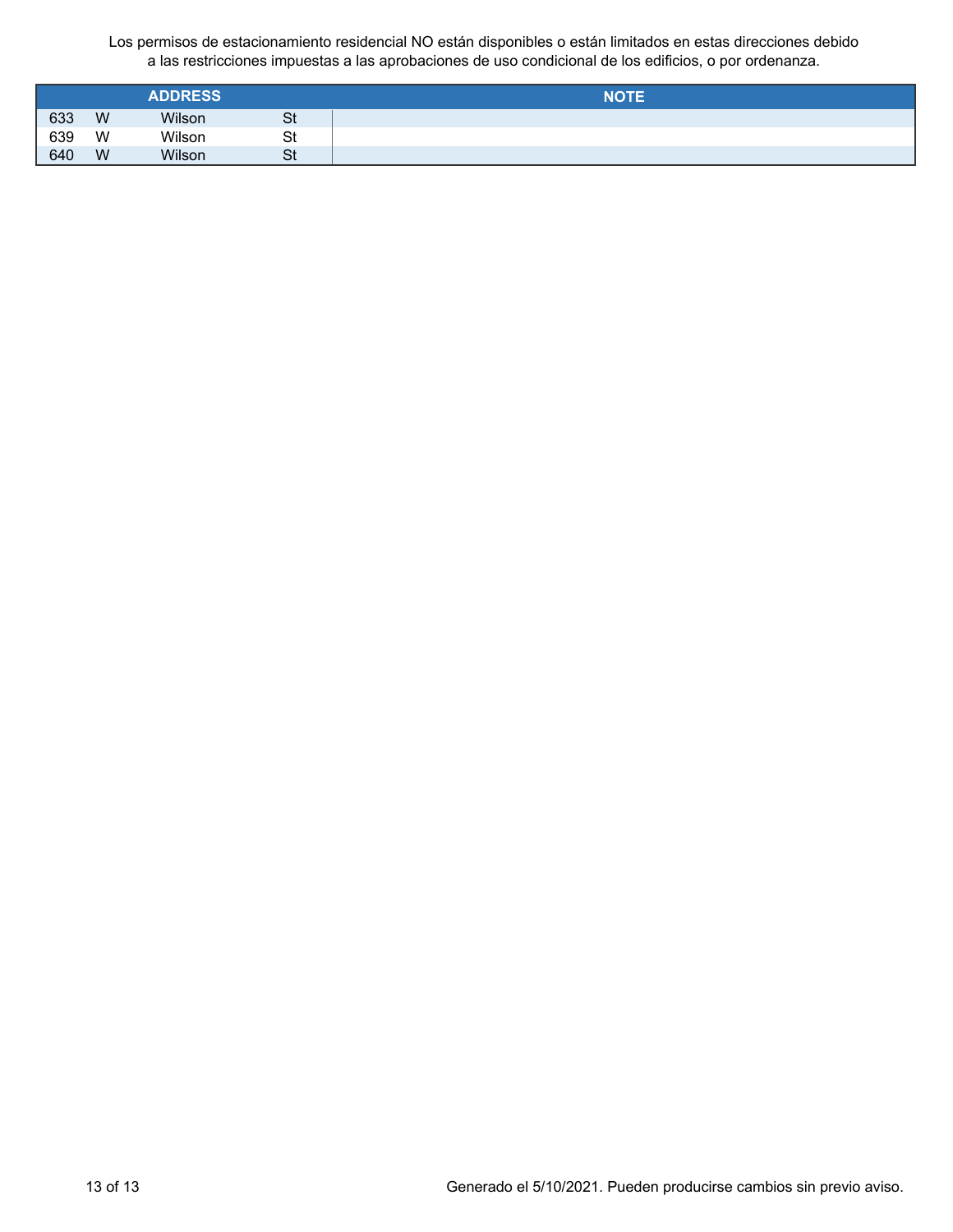Los permisos de estacionamiento residencial NO están disponibles o están limitados en estas direcciones debido a las restricciones impuestas a las aprobaciones de uso condicional de los edificios, o por ordenanza.

| ADDRESS | | | | NOTE |
|---|---|---|---|---|
| 633 | W | Wilson | St | |
| 639 | W | Wilson | St | |
| 640 | W | Wilson | St | |

Generado el 5/10/2021. Pueden producirse cambios sin previo aviso.